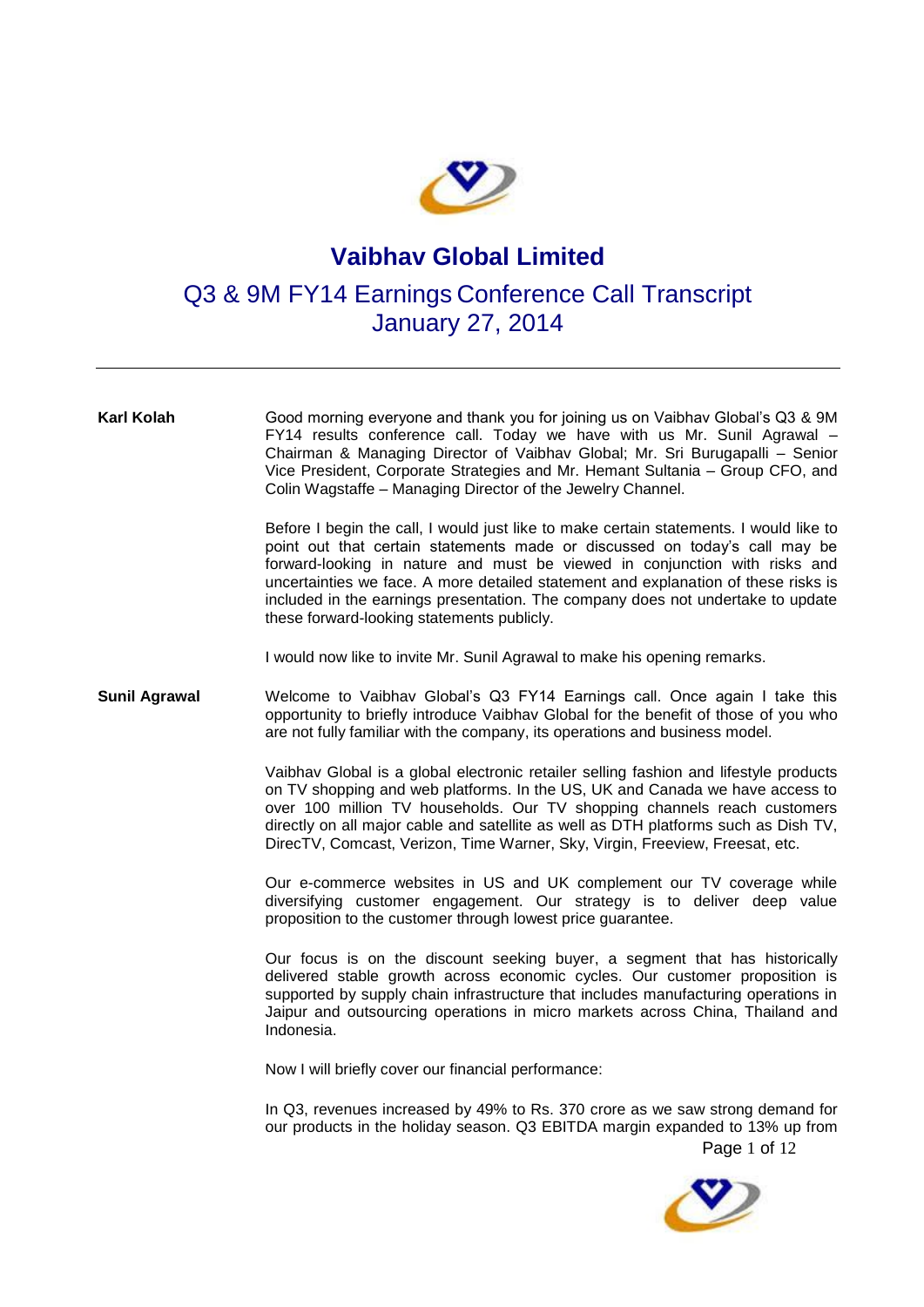# Vaibhav Global Limited

## Q3 & 9M FY14 Earnings Conference Call Transcript
## January 27, 2014

---

**Karl Kolah**

Good morning everyone and thank you for joining us on Vaibhav Global's Q3 & 9M FY14 results conference call. Today we have with us Mr. Sunil Agrawal – Chairman & Managing Director of Vaibhav Global; Mr. Sri Burugapalli – Senior Vice President, Corporate Strategies and Mr. Hemant Sultania – Group CFO, and Colin Wagstaffe – Managing Director of the Jewelry Channel.

Before I begin the call, I would just like to make certain statements. I would like to point out that certain statements made or discussed on today's call may be forward-looking in nature and must be viewed in conjunction with risks and uncertainties we face. A more detailed statement and explanation of these risks is included in the earnings presentation. The company does not undertake to update these forward-looking statements publicly.

I would now like to invite Mr. Sunil Agrawal to make his opening remarks.

**Sunil Agrawal**

Welcome to Vaibhav Global's Q3 FY14 Earnings call. Once again I take this opportunity to briefly introduce Vaibhav Global for the benefit of those of you who are not fully familiar with the company, its operations and business model.

Vaibhav Global is a global electronic retailer selling fashion and lifestyle products on TV shopping and web platforms. In the US, UK and Canada we have access to over 100 million TV households. Our TV shopping channels reach customers directly on all major cable and satellite as well as DTH platforms such as Dish TV, DirecTV, Comcast, Verizon, Time Warner, Sky, Virgin, Freeview, Freesat, etc.

Our e-commerce websites in US and UK complement our TV coverage while diversifying customer engagement. Our strategy is to deliver deep value proposition to the customer through lowest price guarantee.

Our focus is on the discount seeking buyer, a segment that has historically delivered stable growth across economic cycles. Our customer proposition is supported by supply chain infrastructure that includes manufacturing operations in Jaipur and outsourcing operations in micro markets across China, Thailand and Indonesia.

Now I will briefly cover our financial performance:

In Q3, revenues increased by 49% to Rs. 370 crore as we saw strong demand for our products in the holiday season. Q3 EBITDA margin expanded to 13% up from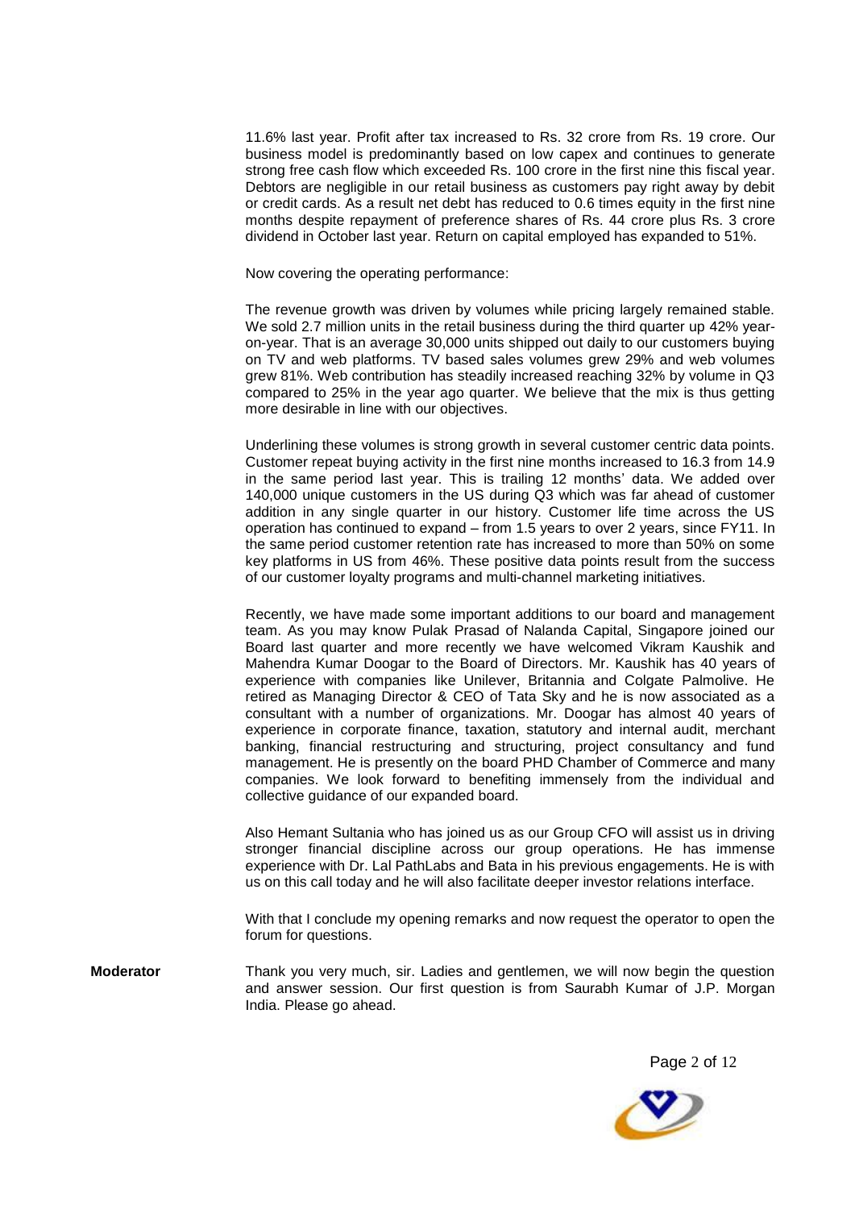11.6% last year. Profit after tax increased to Rs. 32 crore from Rs. 19 crore. Our business model is predominantly based on low capex and continues to generate strong free cash flow which exceeded Rs. 100 crore in the first nine this fiscal year. Debtors are negligible in our retail business as customers pay right away by debit or credit cards. As a result net debt has reduced to 0.6 times equity in the first nine months despite repayment of preference shares of Rs. 44 crore plus Rs. 3 crore dividend in October last year. Return on capital employed has expanded to 51%.

Now covering the operating performance:

The revenue growth was driven by volumes while pricing largely remained stable. We sold 2.7 million units in the retail business during the third quarter up 42% year-on-year. That is an average 30,000 units shipped out daily to our customers buying on TV and web platforms. TV based sales volumes grew 29% and web volumes grew 81%. Web contribution has steadily increased reaching 32% by volume in Q3 compared to 25% in the year ago quarter. We believe that the mix is thus getting more desirable in line with our objectives.

Underlining these volumes is strong growth in several customer centric data points. Customer repeat buying activity in the first nine months increased to 16.3 from 14.9 in the same period last year. This is trailing 12 months' data. We added over 140,000 unique customers in the US during Q3 which was far ahead of customer addition in any single quarter in our history. Customer life time across the US operation has continued to expand – from 1.5 years to over 2 years, since FY11. In the same period customer retention rate has increased to more than 50% on some key platforms in US from 46%. These positive data points result from the success of our customer loyalty programs and multi-channel marketing initiatives.

Recently, we have made some important additions to our board and management team. As you may know Pulak Prasad of Nalanda Capital, Singapore joined our Board last quarter and more recently we have welcomed Vikram Kaushik and Mahendra Kumar Doogar to the Board of Directors. Mr. Kaushik has 40 years of experience with companies like Unilever, Britannia and Colgate Palmolive. He retired as Managing Director & CEO of Tata Sky and he is now associated as a consultant with a number of organizations. Mr. Doogar has almost 40 years of experience in corporate finance, taxation, statutory and internal audit, merchant banking, financial restructuring and structuring, project consultancy and fund management. He is presently on the board PHD Chamber of Commerce and many companies. We look forward to benefiting immensely from the individual and collective guidance of our expanded board.

Also Hemant Sultania who has joined us as our Group CFO will assist us in driving stronger financial discipline across our group operations. He has immense experience with Dr. Lal PathLabs and Bata in his previous engagements. He is with us on this call today and he will also facilitate deeper investor relations interface.

With that I conclude my opening remarks and now request the operator to open the forum for questions.

**Moderator** Thank you very much, sir. Ladies and gentlemen, we will now begin the question and answer session. Our first question is from Saurabh Kumar of J.P. Morgan India. Please go ahead.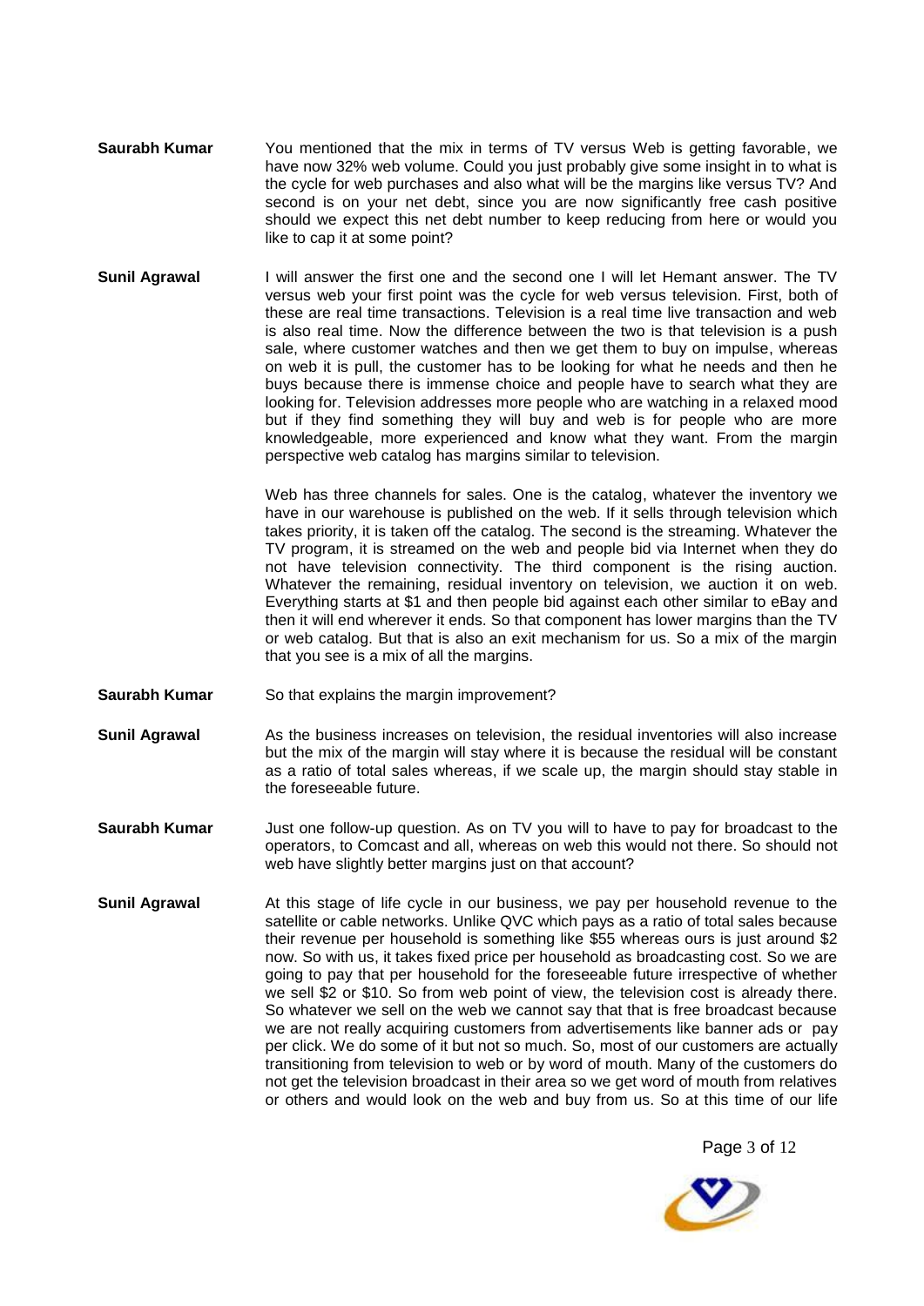**Saurabh Kumar** You mentioned that the mix in terms of TV versus Web is getting favorable, we have now 32% web volume. Could you just probably give some insight in to what is the cycle for web purchases and also what will be the margins like versus TV? And second is on your net debt, since you are now significantly free cash positive should we expect this net debt number to keep reducing from here or would you like to cap it at some point?

**Sunil Agrawal** I will answer the first one and the second one I will let Hemant answer. The TV versus web your first point was the cycle for web versus television. First, both of these are real time transactions. Television is a real time live transaction and web is also real time. Now the difference between the two is that television is a push sale, where customer watches and then we get them to buy on impulse, whereas on web it is pull, the customer has to be looking for what he needs and then he buys because there is immense choice and people have to search what they are looking for. Television addresses more people who are watching in a relaxed mood but if they find something they will buy and web is for people who are more knowledgeable, more experienced and know what they want. From the margin perspective web catalog has margins similar to television.

Web has three channels for sales. One is the catalog, whatever the inventory we have in our warehouse is published on the web. If it sells through television which takes priority, it is taken off the catalog. The second is the streaming. Whatever the TV program, it is streamed on the web and people bid via Internet when they do not have television connectivity. The third component is the rising auction. Whatever the remaining, residual inventory on television, we auction it on web. Everything starts at $1 and then people bid against each other similar to eBay and then it will end wherever it ends. So that component has lower margins than the TV or web catalog. But that is also an exit mechanism for us. So a mix of the margin that you see is a mix of all the margins.

**Saurabh Kumar** So that explains the margin improvement?

**Sunil Agrawal** As the business increases on television, the residual inventories will also increase but the mix of the margin will stay where it is because the residual will be constant as a ratio of total sales whereas, if we scale up, the margin should stay stable in the foreseeable future.

**Saurabh Kumar** Just one follow-up question. As on TV you will to have to pay for broadcast to the operators, to Comcast and all, whereas on web this would not there. So should not web have slightly better margins just on that account?

**Sunil Agrawal** At this stage of life cycle in our business, we pay per household revenue to the satellite or cable networks. Unlike QVC which pays as a ratio of total sales because their revenue per household is something like $55 whereas ours is just around $2 now. So with us, it takes fixed price per household as broadcasting cost. So we are going to pay that per household for the foreseeable future irrespective of whether we sell $2 or $10. So from web point of view, the television cost is already there. So whatever we sell on the web we cannot say that that is free broadcast because we are not really acquiring customers from advertisements like banner ads or pay per click. We do some of it but not so much. So, most of our customers are actually transitioning from television to web or by word of mouth. Many of the customers do not get the television broadcast in their area so we get word of mouth from relatives or others and would look on the web and buy from us. So at this time of our life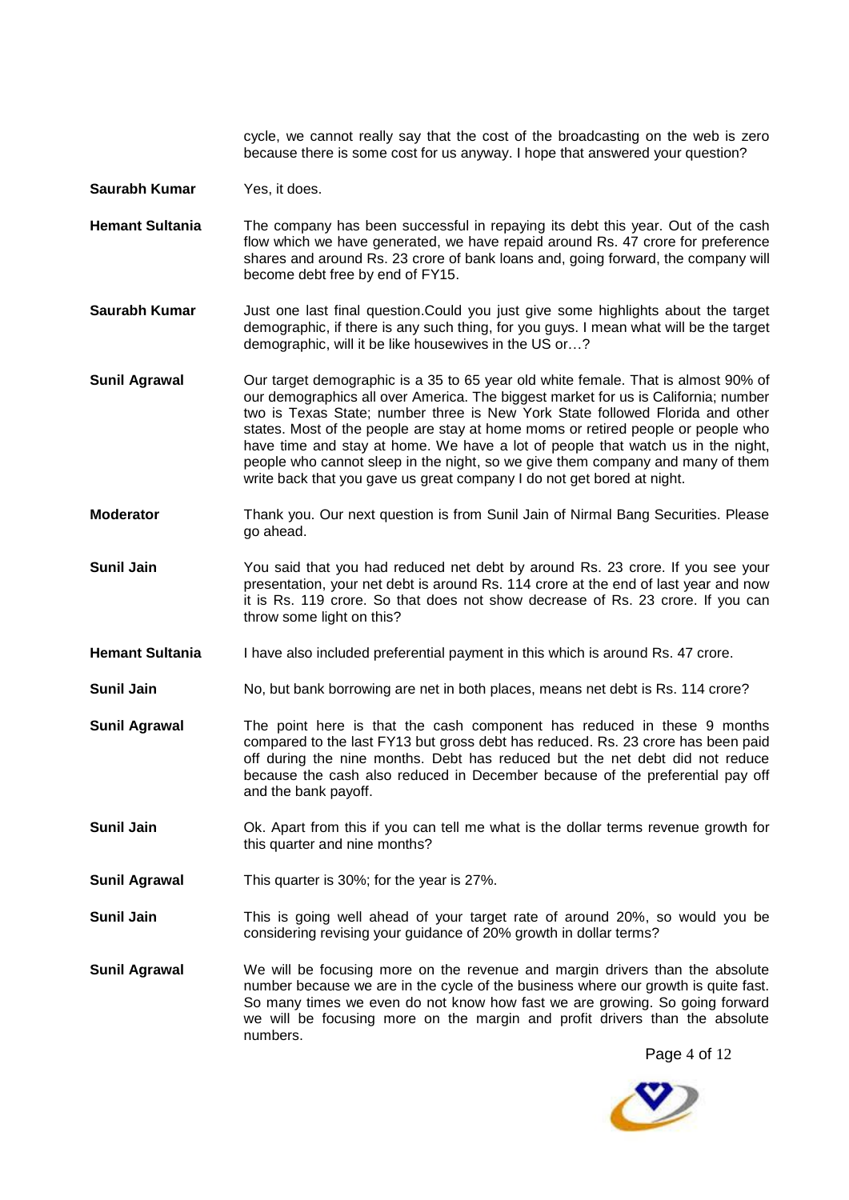cycle, we cannot really say that the cost of the broadcasting on the web is zero because there is some cost for us anyway. I hope that answered your question?

**Saurabh Kumar** Yes, it does.

**Hemant Sultania** The company has been successful in repaying its debt this year. Out of the cash flow which we have generated, we have repaid around Rs. 47 crore for preference shares and around Rs. 23 crore of bank loans and, going forward, the company will become debt free by end of FY15.

**Saurabh Kumar** Just one last final question.Could you just give some highlights about the target demographic, if there is any such thing, for you guys. I mean what will be the target demographic, will it be like housewives in the US or…?

**Sunil Agrawal** Our target demographic is a 35 to 65 year old white female. That is almost 90% of our demographics all over America. The biggest market for us is California; number two is Texas State; number three is New York State followed Florida and other states. Most of the people are stay at home moms or retired people or people who have time and stay at home. We have a lot of people that watch us in the night, people who cannot sleep in the night, so we give them company and many of them write back that you gave us great company I do not get bored at night.

**Moderator** Thank you. Our next question is from Sunil Jain of Nirmal Bang Securities. Please go ahead.

**Sunil Jain** You said that you had reduced net debt by around Rs. 23 crore. If you see your presentation, your net debt is around Rs. 114 crore at the end of last year and now it is Rs. 119 crore. So that does not show decrease of Rs. 23 crore. If you can throw some light on this?

**Hemant Sultania** I have also included preferential payment in this which is around Rs. 47 crore.

**Sunil Jain** No, but bank borrowing are net in both places, means net debt is Rs. 114 crore?

**Sunil Agrawal** The point here is that the cash component has reduced in these 9 months compared to the last FY13 but gross debt has reduced. Rs. 23 crore has been paid off during the nine months. Debt has reduced but the net debt did not reduce because the cash also reduced in December because of the preferential pay off and the bank payoff.

**Sunil Jain** Ok. Apart from this if you can tell me what is the dollar terms revenue growth for this quarter and nine months?

**Sunil Agrawal** This quarter is 30%; for the year is 27%.

**Sunil Jain** This is going well ahead of your target rate of around 20%, so would you be considering revising your guidance of 20% growth in dollar terms?

**Sunil Agrawal** We will be focusing more on the revenue and margin drivers than the absolute number because we are in the cycle of the business where our growth is quite fast. So many times we even do not know how fast we are growing. So going forward we will be focusing more on the margin and profit drivers than the absolute numbers.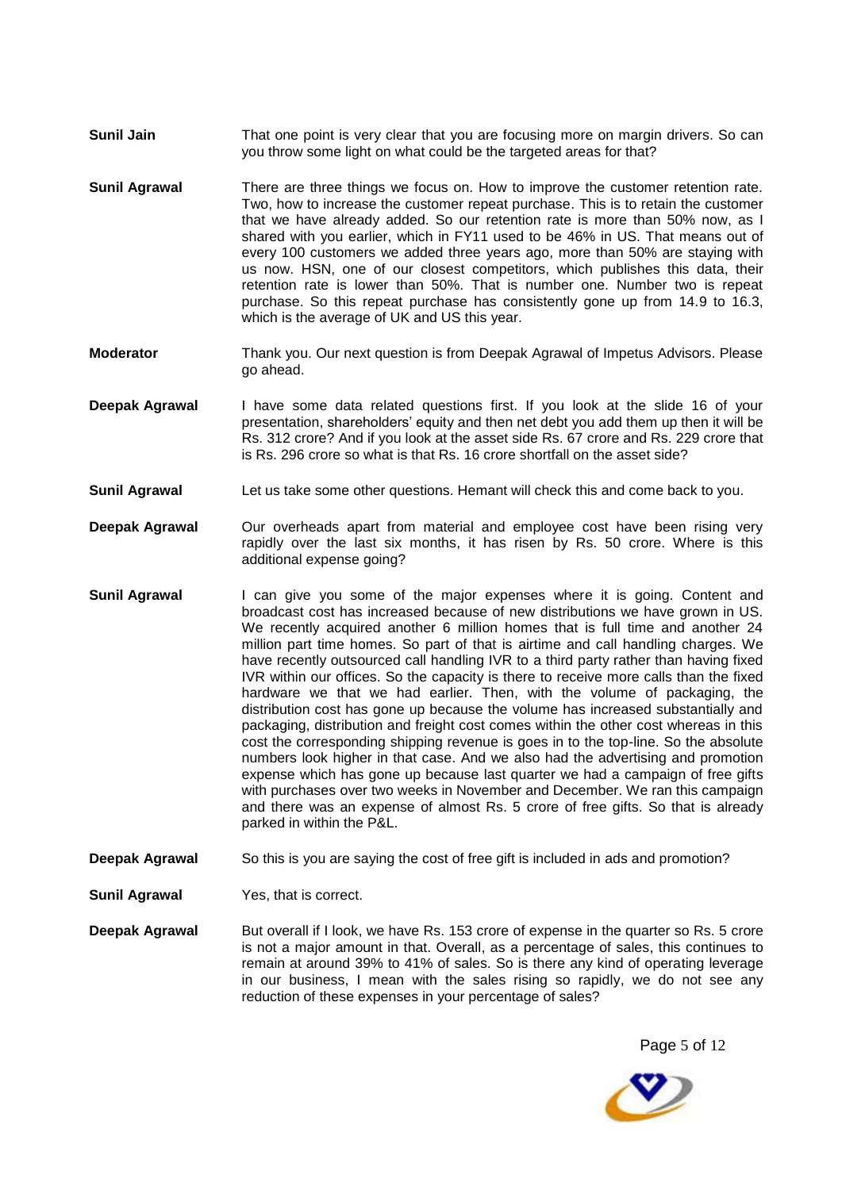**Sunil Jain** That one point is very clear that you are focusing more on margin drivers. So can you throw some light on what could be the targeted areas for that?

**Sunil Agrawal** There are three things we focus on. How to improve the customer retention rate. Two, how to increase the customer repeat purchase. This is to retain the customer that we have already added. So our retention rate is more than 50% now, as I shared with you earlier, which in FY11 used to be 46% in US. That means out of every 100 customers we added three years ago, more than 50% are staying with us now. HSN, one of our closest competitors, which publishes this data, their retention rate is lower than 50%. That is number one. Number two is repeat purchase. So this repeat purchase has consistently gone up from 14.9 to 16.3, which is the average of UK and US this year.

**Moderator** Thank you. Our next question is from Deepak Agrawal of Impetus Advisors. Please go ahead.

**Deepak Agrawal** I have some data related questions first. If you look at the slide 16 of your presentation, shareholders' equity and then net debt you add them up then it will be Rs. 312 crore? And if you look at the asset side Rs. 67 crore and Rs. 229 crore that is Rs. 296 crore so what is that Rs. 16 crore shortfall on the asset side?

**Sunil Agrawal** Let us take some other questions. Hemant will check this and come back to you.

**Deepak Agrawal** Our overheads apart from material and employee cost have been rising very rapidly over the last six months, it has risen by Rs. 50 crore. Where is this additional expense going?

**Sunil Agrawal** I can give you some of the major expenses where it is going. Content and broadcast cost has increased because of new distributions we have grown in US. We recently acquired another 6 million homes that is full time and another 24 million part time homes. So part of that is airtime and call handling charges. We have recently outsourced call handling IVR to a third party rather than having fixed IVR within our offices. So the capacity is there to receive more calls than the fixed hardware we that we had earlier. Then, with the volume of packaging, the distribution cost has gone up because the volume has increased substantially and packaging, distribution and freight cost comes within the other cost whereas in this cost the corresponding shipping revenue is goes in to the top-line. So the absolute numbers look higher in that case. And we also had the advertising and promotion expense which has gone up because last quarter we had a campaign of free gifts with purchases over two weeks in November and December. We ran this campaign and there was an expense of almost Rs. 5 crore of free gifts. So that is already parked in within the P&L.

**Deepak Agrawal** So this is you are saying the cost of free gift is included in ads and promotion?

**Sunil Agrawal** Yes, that is correct.

**Deepak Agrawal** But overall if I look, we have Rs. 153 crore of expense in the quarter so Rs. 5 crore is not a major amount in that. Overall, as a percentage of sales, this continues to remain at around 39% to 41% of sales. So is there any kind of operating leverage in our business, I mean with the sales rising so rapidly, we do not see any reduction of these expenses in your percentage of sales?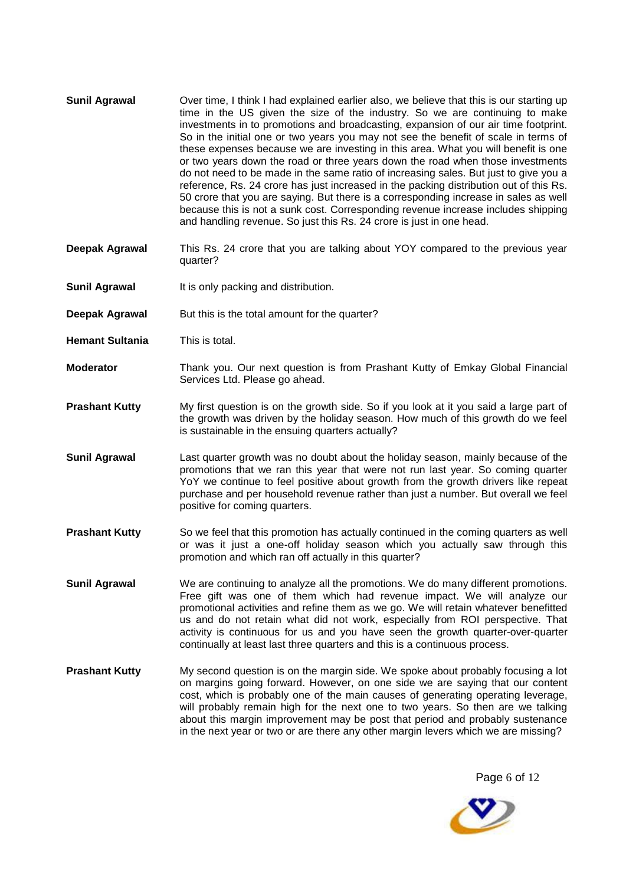**Sunil Agrawal** Over time, I think I had explained earlier also, we believe that this is our starting up time in the US given the size of the industry. So we are continuing to make investments in to promotions and broadcasting, expansion of our air time footprint. So in the initial one or two years you may not see the benefit of scale in terms of these expenses because we are investing in this area. What you will benefit is one or two years down the road or three years down the road when those investments do not need to be made in the same ratio of increasing sales. But just to give you a reference, Rs. 24 crore has just increased in the packing distribution out of this Rs. 50 crore that you are saying. But there is a corresponding increase in sales as well because this is not a sunk cost. Corresponding revenue increase includes shipping and handling revenue. So just this Rs. 24 crore is just in one head.

**Deepak Agrawal** This Rs. 24 crore that you are talking about YOY compared to the previous year quarter?

**Sunil Agrawal** It is only packing and distribution.

**Deepak Agrawal** But this is the total amount for the quarter?

**Hemant Sultania** This is total.

**Moderator** Thank you. Our next question is from Prashant Kutty of Emkay Global Financial Services Ltd. Please go ahead.

**Prashant Kutty** My first question is on the growth side. So if you look at it you said a large part of the growth was driven by the holiday season. How much of this growth do we feel is sustainable in the ensuing quarters actually?

**Sunil Agrawal** Last quarter growth was no doubt about the holiday season, mainly because of the promotions that we ran this year that were not run last year. So coming quarter YoY we continue to feel positive about growth from the growth drivers like repeat purchase and per household revenue rather than just a number. But overall we feel positive for coming quarters.

**Prashant Kutty** So we feel that this promotion has actually continued in the coming quarters as well or was it just a one-off holiday season which you actually saw through this promotion and which ran off actually in this quarter?

**Sunil Agrawal** We are continuing to analyze all the promotions. We do many different promotions. Free gift was one of them which had revenue impact. We will analyze our promotional activities and refine them as we go. We will retain whatever benefitted us and do not retain what did not work, especially from ROI perspective. That activity is continuous for us and you have seen the growth quarter-over-quarter continually at least last three quarters and this is a continuous process.

**Prashant Kutty** My second question is on the margin side. We spoke about probably focusing a lot on margins going forward. However, on one side we are saying that our content cost, which is probably one of the main causes of generating operating leverage, will probably remain high for the next one to two years. So then are we talking about this margin improvement may be post that period and probably sustenance in the next year or two or are there any other margin levers which we are missing?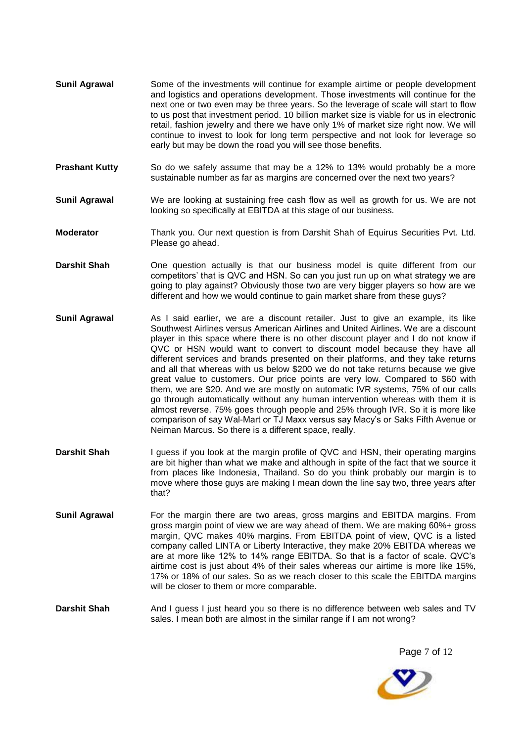**Sunil Agrawal** Some of the investments will continue for example airtime or people development and logistics and operations development. Those investments will continue for the next one or two even may be three years. So the leverage of scale will start to flow to us post that investment period. 10 billion market size is viable for us in electronic retail, fashion jewelry and there we have only 1% of market size right now. We will continue to invest to look for long term perspective and not look for leverage so early but may be down the road you will see those benefits.

**Prashant Kutty** So do we safely assume that may be a 12% to 13% would probably be a more sustainable number as far as margins are concerned over the next two years?

**Sunil Agrawal** We are looking at sustaining free cash flow as well as growth for us. We are not looking so specifically at EBITDA at this stage of our business.

**Moderator** Thank you. Our next question is from Darshit Shah of Equirus Securities Pvt. Ltd. Please go ahead.

**Darshit Shah** One question actually is that our business model is quite different from our competitors' that is QVC and HSN. So can you just run up on what strategy we are going to play against? Obviously those two are very bigger players so how are we different and how we would continue to gain market share from these guys?

**Sunil Agrawal** As I said earlier, we are a discount retailer. Just to give an example, its like Southwest Airlines versus American Airlines and United Airlines. We are a discount player in this space where there is no other discount player and I do not know if QVC or HSN would want to convert to discount model because they have all different services and brands presented on their platforms, and they take returns and all that whereas with us below $200 we do not take returns because we give great value to customers. Our price points are very low. Compared to $60 with them, we are $20. And we are mostly on automatic IVR systems, 75% of our calls go through automatically without any human intervention whereas with them it is almost reverse. 75% goes through people and 25% through IVR. So it is more like comparison of say Wal-Mart or TJ Maxx versus say Macy's or Saks Fifth Avenue or Neiman Marcus. So there is a different space, really.

**Darshit Shah** I guess if you look at the margin profile of QVC and HSN, their operating margins are bit higher than what we make and although in spite of the fact that we source it from places like Indonesia, Thailand. So do you think probably our margin is to move where those guys are making I mean down the line say two, three years after that?

**Sunil Agrawal** For the margin there are two areas, gross margins and EBITDA margins. From gross margin point of view we are way ahead of them. We are making 60%+ gross margin, QVC makes 40% margins. From EBITDA point of view, QVC is a listed company called LINTA or Liberty Interactive, they make 20% EBITDA whereas we are at more like 12% to 14% range EBITDA. So that is a factor of scale. QVC's airtime cost is just about 4% of their sales whereas our airtime is more like 15%, 17% or 18% of our sales. So as we reach closer to this scale the EBITDA margins will be closer to them or more comparable.

**Darshit Shah** And I guess I just heard you so there is no difference between web sales and TV sales. I mean both are almost in the similar range if I am not wrong?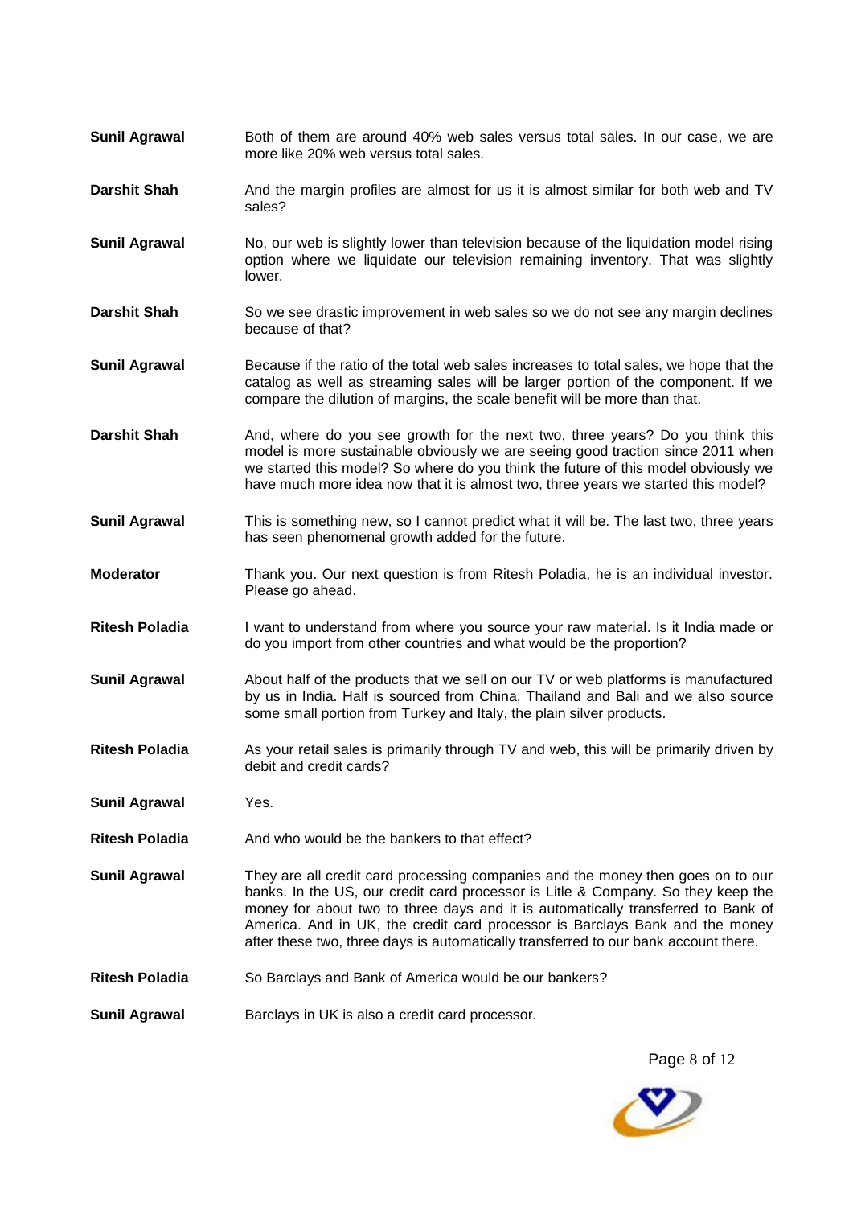**Sunil Agrawal** Both of them are around 40% web sales versus total sales. In our case, we are more like 20% web versus total sales.

**Darshit Shah** And the margin profiles are almost for us it is almost similar for both web and TV sales?

**Sunil Agrawal** No, our web is slightly lower than television because of the liquidation model rising option where we liquidate our television remaining inventory. That was slightly lower.

**Darshit Shah** So we see drastic improvement in web sales so we do not see any margin declines because of that?

**Sunil Agrawal** Because if the ratio of the total web sales increases to total sales, we hope that the catalog as well as streaming sales will be larger portion of the component. If we compare the dilution of margins, the scale benefit will be more than that.

**Darshit Shah** And, where do you see growth for the next two, three years? Do you think this model is more sustainable obviously we are seeing good traction since 2011 when we started this model? So where do you think the future of this model obviously we have much more idea now that it is almost two, three years we started this model?

**Sunil Agrawal** This is something new, so I cannot predict what it will be. The last two, three years has seen phenomenal growth added for the future.

**Moderator** Thank you. Our next question is from Ritesh Poladia, he is an individual investor. Please go ahead.

**Ritesh Poladia** I want to understand from where you source your raw material. Is it India made or do you import from other countries and what would be the proportion?

**Sunil Agrawal** About half of the products that we sell on our TV or web platforms is manufactured by us in India. Half is sourced from China, Thailand and Bali and we also source some small portion from Turkey and Italy, the plain silver products.

**Ritesh Poladia** As your retail sales is primarily through TV and web, this will be primarily driven by debit and credit cards?

**Sunil Agrawal** Yes.

**Ritesh Poladia** And who would be the bankers to that effect?

**Sunil Agrawal** They are all credit card processing companies and the money then goes on to our banks. In the US, our credit card processor is Litle & Company. So they keep the money for about two to three days and it is automatically transferred to Bank of America. And in UK, the credit card processor is Barclays Bank and the money after these two, three days is automatically transferred to our bank account there.

**Ritesh Poladia** So Barclays and Bank of America would be our bankers?

**Sunil Agrawal** Barclays in UK is also a credit card processor.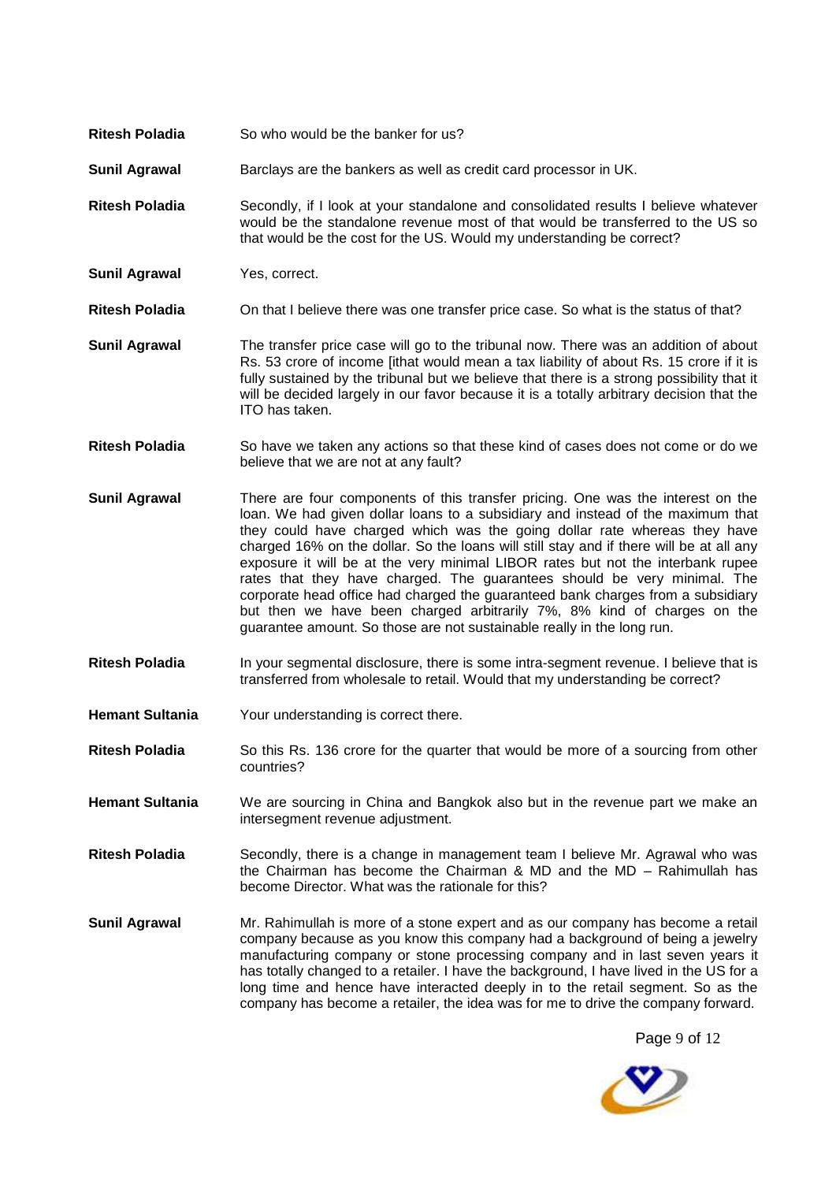**Ritesh Poladia** So who would be the banker for us?

**Sunil Agrawal** Barclays are the bankers as well as credit card processor in UK.

**Ritesh Poladia** Secondly, if I look at your standalone and consolidated results I believe whatever would be the standalone revenue most of that would be transferred to the US so that would be the cost for the US. Would my understanding be correct?

**Sunil Agrawal** Yes, correct.

**Ritesh Poladia** On that I believe there was one transfer price case. So what is the status of that?

**Sunil Agrawal** The transfer price case will go to the tribunal now. There was an addition of about Rs. 53 crore of income [ithat would mean a tax liability of about Rs. 15 crore if it is fully sustained by the tribunal but we believe that there is a strong possibility that it will be decided largely in our favor because it is a totally arbitrary decision that the ITO has taken.

**Ritesh Poladia** So have we taken any actions so that these kind of cases does not come or do we believe that we are not at any fault?

**Sunil Agrawal** There are four components of this transfer pricing. One was the interest on the loan. We had given dollar loans to a subsidiary and instead of the maximum that they could have charged which was the going dollar rate whereas they have charged 16% on the dollar. So the loans will still stay and if there will be at all any exposure it will be at the very minimal LIBOR rates but not the interbank rupee rates that they have charged. The guarantees should be very minimal. The corporate head office had charged the guaranteed bank charges from a subsidiary but then we have been charged arbitrarily 7%, 8% kind of charges on the guarantee amount. So those are not sustainable really in the long run.

**Ritesh Poladia** In your segmental disclosure, there is some intra-segment revenue. I believe that is transferred from wholesale to retail. Would that my understanding be correct?

**Hemant Sultania** Your understanding is correct there.

**Ritesh Poladia** So this Rs. 136 crore for the quarter that would be more of a sourcing from other countries?

**Hemant Sultania** We are sourcing in China and Bangkok also but in the revenue part we make an intersegment revenue adjustment.

**Ritesh Poladia** Secondly, there is a change in management team I believe Mr. Agrawal who was the Chairman has become the Chairman & MD and the MD – Rahimullah has become Director. What was the rationale for this?

**Sunil Agrawal** Mr. Rahimullah is more of a stone expert and as our company has become a retail company because as you know this company had a background of being a jewelry manufacturing company or stone processing company and in last seven years it has totally changed to a retailer. I have the background, I have lived in the US for a long time and hence have interacted deeply in to the retail segment. So as the company has become a retailer, the idea was for me to drive the company forward.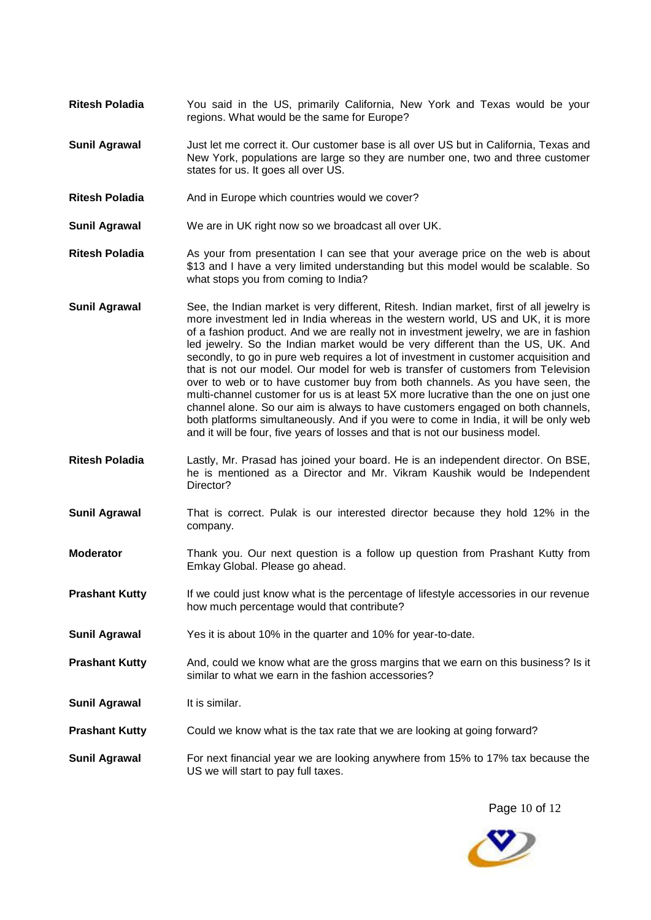**Ritesh Poladia** You said in the US, primarily California, New York and Texas would be your regions. What would be the same for Europe?

**Sunil Agrawal** Just let me correct it. Our customer base is all over US but in California, Texas and New York, populations are large so they are number one, two and three customer states for us. It goes all over US.

**Ritesh Poladia** And in Europe which countries would we cover?

**Sunil Agrawal** We are in UK right now so we broadcast all over UK.

**Ritesh Poladia** As your from presentation I can see that your average price on the web is about $13 and I have a very limited understanding but this model would be scalable. So what stops you from coming to India?

**Sunil Agrawal** See, the Indian market is very different, Ritesh. Indian market, first of all jewelry is more investment led in India whereas in the western world, US and UK, it is more of a fashion product. And we are really not in investment jewelry, we are in fashion led jewelry. So the Indian market would be very different than the US, UK. And secondly, to go in pure web requires a lot of investment in customer acquisition and that is not our model. Our model for web is transfer of customers from Television over to web or to have customer buy from both channels. As you have seen, the multi-channel customer for us is at least 5X more lucrative than the one on just one channel alone. So our aim is always to have customers engaged on both channels, both platforms simultaneously. And if you were to come in India, it will be only web and it will be four, five years of losses and that is not our business model.

**Ritesh Poladia** Lastly, Mr. Prasad has joined your board. He is an independent director. On BSE, he is mentioned as a Director and Mr. Vikram Kaushik would be Independent Director?

**Sunil Agrawal** That is correct. Pulak is our interested director because they hold 12% in the company.

**Moderator** Thank you. Our next question is a follow up question from Prashant Kutty from Emkay Global. Please go ahead.

**Prashant Kutty** If we could just know what is the percentage of lifestyle accessories in our revenue how much percentage would that contribute?

**Sunil Agrawal** Yes it is about 10% in the quarter and 10% for year-to-date.

**Prashant Kutty** And, could we know what are the gross margins that we earn on this business? Is it similar to what we earn in the fashion accessories?

**Sunil Agrawal** It is similar.

**Prashant Kutty** Could we know what is the tax rate that we are looking at going forward?

**Sunil Agrawal** For next financial year we are looking anywhere from 15% to 17% tax because the US we will start to pay full taxes.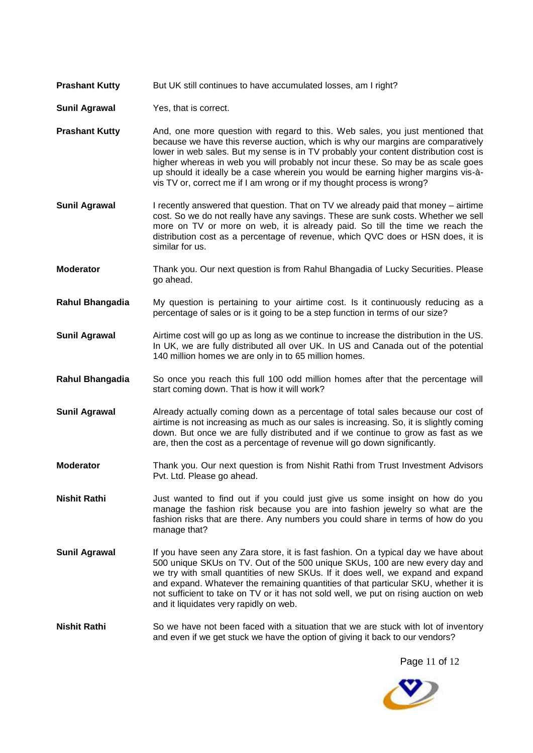**Prashant Kutty** But UK still continues to have accumulated losses, am I right?

**Sunil Agrawal** Yes, that is correct.

**Prashant Kutty** And, one more question with regard to this. Web sales, you just mentioned that because we have this reverse auction, which is why our margins are comparatively lower in web sales. But my sense is in TV probably your content distribution cost is higher whereas in web you will probably not incur these. So may be as scale goes up should it ideally be a case wherein you would be earning higher margins vis-à-vis TV or, correct me if I am wrong or if my thought process is wrong?

**Sunil Agrawal** I recently answered that question. That on TV we already paid that money – airtime cost. So we do not really have any savings. These are sunk costs. Whether we sell more on TV or more on web, it is already paid. So till the time we reach the distribution cost as a percentage of revenue, which QVC does or HSN does, it is similar for us.

**Moderator** Thank you. Our next question is from Rahul Bhangadia of Lucky Securities. Please go ahead.

**Rahul Bhangadia** My question is pertaining to your airtime cost. Is it continuously reducing as a percentage of sales or is it going to be a step function in terms of our size?

**Sunil Agrawal** Airtime cost will go up as long as we continue to increase the distribution in the US. In UK, we are fully distributed all over UK. In US and Canada out of the potential 140 million homes we are only in to 65 million homes.

**Rahul Bhangadia** So once you reach this full 100 odd million homes after that the percentage will start coming down. That is how it will work?

**Sunil Agrawal** Already actually coming down as a percentage of total sales because our cost of airtime is not increasing as much as our sales is increasing. So, it is slightly coming down. But once we are fully distributed and if we continue to grow as fast as we are, then the cost as a percentage of revenue will go down significantly.

**Moderator** Thank you. Our next question is from Nishit Rathi from Trust Investment Advisors Pvt. Ltd. Please go ahead.

**Nishit Rathi** Just wanted to find out if you could just give us some insight on how do you manage the fashion risk because you are into fashion jewelry so what are the fashion risks that are there. Any numbers you could share in terms of how do you manage that?

**Sunil Agrawal** If you have seen any Zara store, it is fast fashion. On a typical day we have about 500 unique SKUs on TV. Out of the 500 unique SKUs, 100 are new every day and we try with small quantities of new SKUs. If it does well, we expand and expand and expand. Whatever the remaining quantities of that particular SKU, whether it is not sufficient to take on TV or it has not sold well, we put on rising auction on web and it liquidates very rapidly on web.

**Nishit Rathi** So we have not been faced with a situation that we are stuck with lot of inventory and even if we get stuck we have the option of giving it back to our vendors?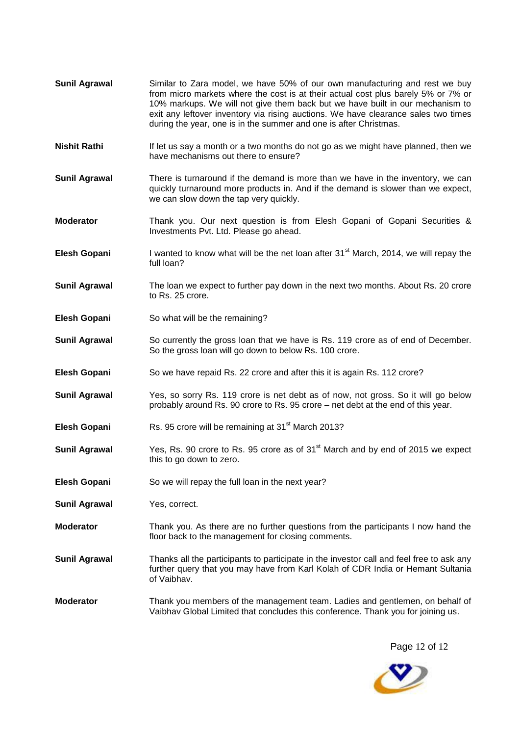**Sunil Agrawal** Similar to Zara model, we have 50% of our own manufacturing and rest we buy from micro markets where the cost is at their actual cost plus barely 5% or 7% or 10% markups. We will not give them back but we have built in our mechanism to exit any leftover inventory via rising auctions. We have clearance sales two times during the year, one is in the summer and one is after Christmas.

**Nishit Rathi** If let us say a month or a two months do not go as we might have planned, then we have mechanisms out there to ensure?

**Sunil Agrawal** There is turnaround if the demand is more than we have in the inventory, we can quickly turnaround more products in. And if the demand is slower than we expect, we can slow down the tap very quickly.

**Moderator** Thank you. Our next question is from Elesh Gopani of Gopani Securities & Investments Pvt. Ltd. Please go ahead.

**Elesh Gopani** I wanted to know what will be the net loan after 31st March, 2014, we will repay the full loan?

**Sunil Agrawal** The loan we expect to further pay down in the next two months. About Rs. 20 crore to Rs. 25 crore.

**Elesh Gopani** So what will be the remaining?

**Sunil Agrawal** So currently the gross loan that we have is Rs. 119 crore as of end of December. So the gross loan will go down to below Rs. 100 crore.

**Elesh Gopani** So we have repaid Rs. 22 crore and after this it is again Rs. 112 crore?

**Sunil Agrawal** Yes, so sorry Rs. 119 crore is net debt as of now, not gross. So it will go below probably around Rs. 90 crore to Rs. 95 crore – net debt at the end of this year.

**Elesh Gopani** Rs. 95 crore will be remaining at 31st March 2013?

**Sunil Agrawal** Yes, Rs. 90 crore to Rs. 95 crore as of 31st March and by end of 2015 we expect this to go down to zero.

**Elesh Gopani** So we will repay the full loan in the next year?

**Sunil Agrawal** Yes, correct.

**Moderator** Thank you. As there are no further questions from the participants I now hand the floor back to the management for closing comments.

**Sunil Agrawal** Thanks all the participants to participate in the investor call and feel free to ask any further query that you may have from Karl Kolah of CDR India or Hemant Sultania of Vaibhav.

**Moderator** Thank you members of the management team. Ladies and gentlemen, on behalf of Vaibhav Global Limited that concludes this conference. Thank you for joining us.